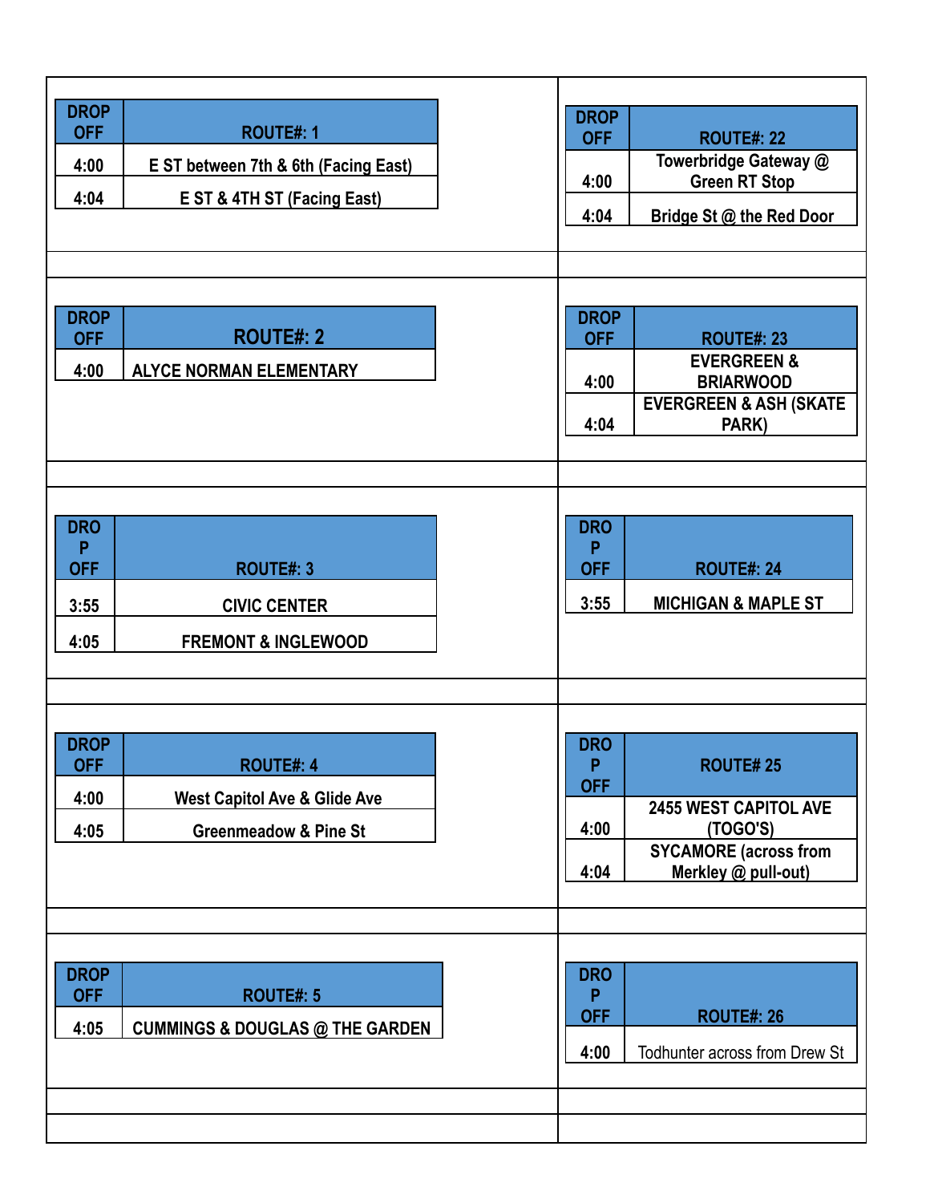| DROP OFF | ROUTE#: 1 |
|---|---|
| 4:00 | E ST between 7th & 6th (Facing East) |
| 4:04 | E ST & 4TH ST (Facing East) |

| DROP OFF | ROUTE#: 22 |
|---|---|
| 4:00 | Towerbridge Gateway @ Green RT Stop |
| 4:04 | Bridge St @ the Red Door |

| DROP OFF | ROUTE#: 2 |
|---|---|
| 4:00 | ALYCE NORMAN ELEMENTARY |

| DROP OFF | ROUTE#: 23 |
|---|---|
| 4:00 | EVERGREEN & BRIARWOOD |
| 4:04 | EVERGREEN & ASH (SKATE PARK) |

| DROP OFF | ROUTE#: 3 |
|---|---|
| 3:55 | CIVIC CENTER |
| 4:05 | FREMONT & INGLEWOOD |

| DROP OFF | ROUTE#: 24 |
|---|---|
| 3:55 | MICHIGAN & MAPLE ST |

| DROP OFF | ROUTE#: 4 |
|---|---|
| 4:00 | West Capitol Ave & Glide Ave |
| 4:05 | Greenmeadow & Pine St |

| DROP OFF | ROUTE# 25 |
|---|---|
| 4:00 | 2455 WEST CAPITOL AVE (TOGO'S) |
| 4:04 | SYCAMORE (across from Merkley @ pull-out) |

| DROP OFF | ROUTE#: 5 |
|---|---|
| 4:05 | CUMMINGS & DOUGLAS @ THE GARDEN |

| DROP OFF | ROUTE#: 26 |
|---|---|
| 4:00 | Todhunter across from Drew St |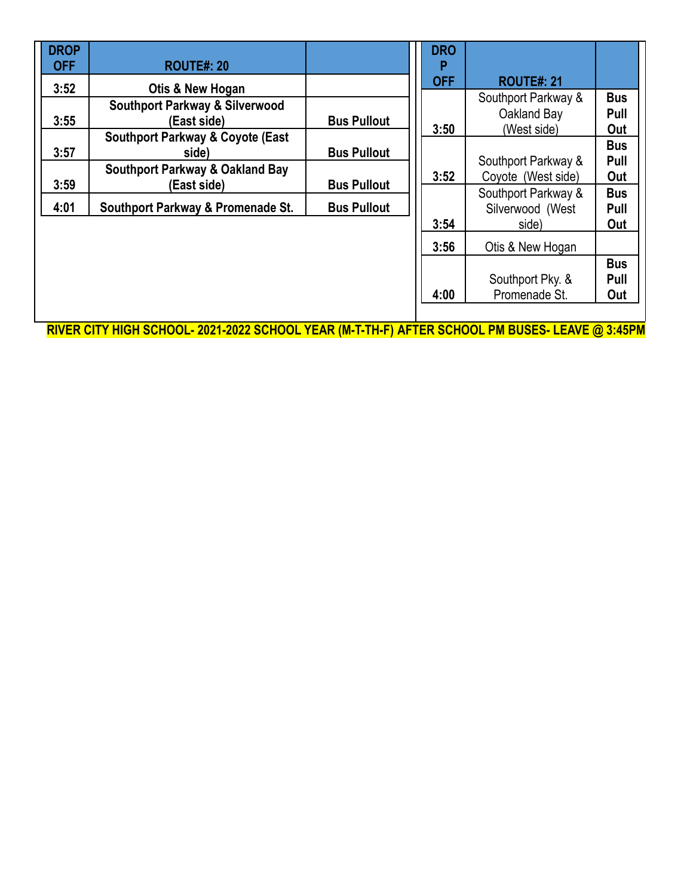| DROP OFF | ROUTE#: 20 | |
|---|---|---|
| 3:52 | Otis & New Hogan | |
| 3:55 | Southport Parkway & Silverwood (East side) | Bus Pullout |
| 3:57 | Southport Parkway & Coyote (East side) | Bus Pullout |
| 3:59 | Southport Parkway & Oakland Bay (East side) | Bus Pullout |
| 4:01 | Southport Parkway & Promenade St. | Bus Pullout |

| DROP OFF | ROUTE#: 21 | |
|---|---|---|
| 3:50 | Southport Parkway & Oakland Bay (West side) | Bus Pull Out |
| 3:52 | Southport Parkway & Coyote (West side) | Bus Pull Out |
| 3:54 | Southport Parkway & Silverwood (West side) | Bus Pull Out |
| 3:56 | Otis & New Hogan | |
| 4:00 | Southport Pky. & Promenade St. | Bus Pull Out |

**RIVER CITY HIGH SCHOOL- 2021-2022 SCHOOL YEAR (M-T-TH-F) AFTER SCHOOL PM BUSES- LEAVE @ 3:45PM**